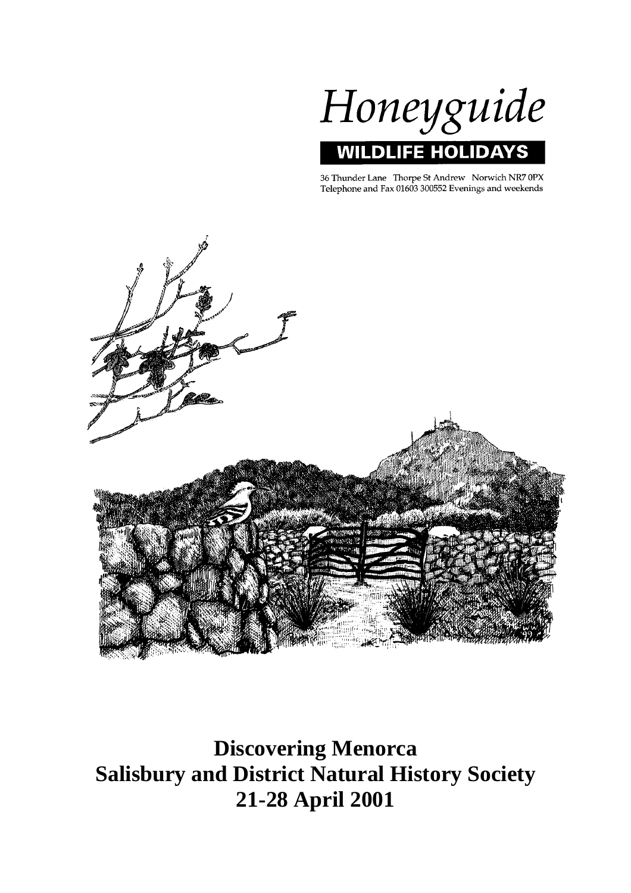# Honeyguide

**WILDLIFE HOLIDAYS**

36 Thunder Lane Thorpe St Andrew Norwich NR7 0PX
Telephone and Fax 01603 300552 Evenings and weekends

# Discovering Menorca
# Salisbury and District Natural History Society
# 21-28 April 2001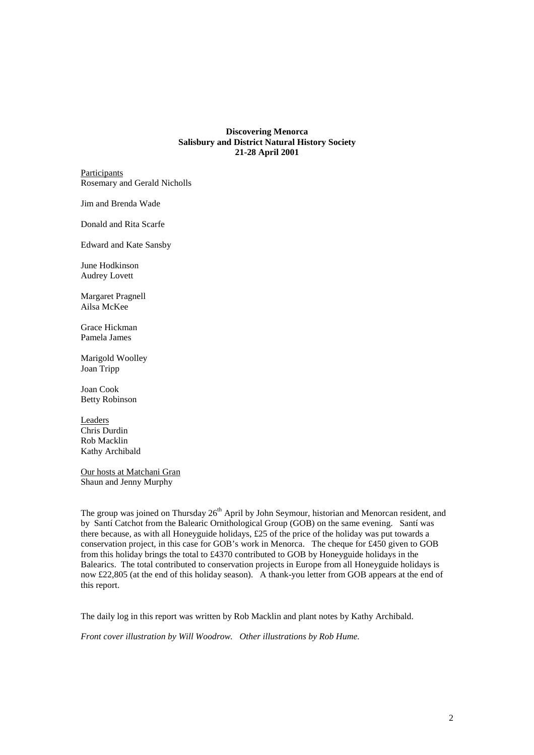**Discovering Menorca**
**Salisbury and District Natural History Society**
**21-28 April 2001**

Participants
Rosemary and Gerald Nicholls

Jim and Brenda Wade

Donald and Rita Scarfe

Edward and Kate Sansby

June Hodkinson
Audrey Lovett

Margaret Pragnell
Ailsa McKee

Grace Hickman
Pamela James

Marigold Woolley
Joan Tripp

Joan Cook
Betty Robinson

Leaders
Chris Durdin
Rob Macklin
Kathy Archibald

Our hosts at Matchani Gran
Shaun and Jenny Murphy

The group was joined on Thursday 26th April by John Seymour, historian and Menorcan resident, and by Santí Catchot from the Balearic Ornithological Group (GOB) on the same evening. Santí was there because, as with all Honeyguide holidays, £25 of the price of the holiday was put towards a conservation project, in this case for GOB's work in Menorca. The cheque for £450 given to GOB from this holiday brings the total to £4370 contributed to GOB by Honeyguide holidays in the Balearics. The total contributed to conservation projects in Europe from all Honeyguide holidays is now £22,805 (at the end of this holiday season). A thank-you letter from GOB appears at the end of this report.

The daily log in this report was written by Rob Macklin and plant notes by Kathy Archibald.

*Front cover illustration by Will Woodrow. Other illustrations by Rob Hume.*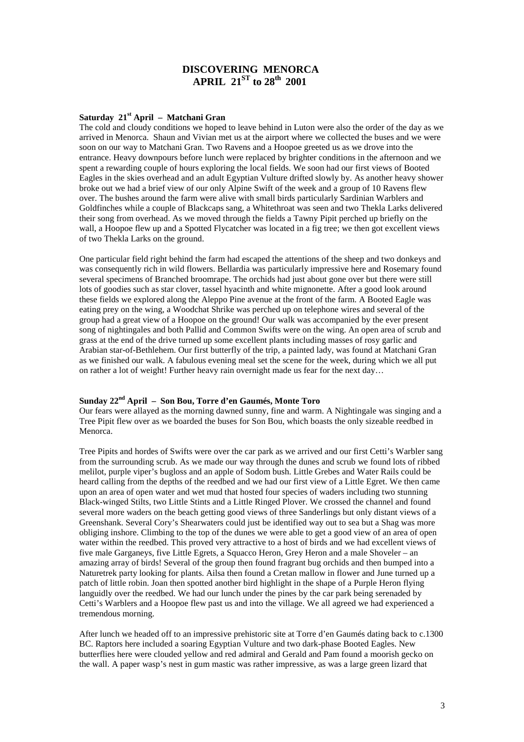# DISCOVERING MENORCA
# APRIL 21ST to 28th 2001

## Saturday 21st April – Matchani Gran

The cold and cloudy conditions we hoped to leave behind in Luton were also the order of the day as we arrived in Menorca. Shaun and Vivian met us at the airport where we collected the buses and we were soon on our way to Matchani Gran. Two Ravens and a Hoopoe greeted us as we drove into the entrance. Heavy downpours before lunch were replaced by brighter conditions in the afternoon and we spent a rewarding couple of hours exploring the local fields. We soon had our first views of Booted Eagles in the skies overhead and an adult Egyptian Vulture drifted slowly by. As another heavy shower broke out we had a brief view of our only Alpine Swift of the week and a group of 10 Ravens flew over. The bushes around the farm were alive with small birds particularly Sardinian Warblers and Goldfinches while a couple of Blackcaps sang, a Whitethroat was seen and two Thekla Larks delivered their song from overhead. As we moved through the fields a Tawny Pipit perched up briefly on the wall, a Hoopoe flew up and a Spotted Flycatcher was located in a fig tree; we then got excellent views of two Thekla Larks on the ground.

One particular field right behind the farm had escaped the attentions of the sheep and two donkeys and was consequently rich in wild flowers. Bellardia was particularly impressive here and Rosemary found several specimens of Branched broomrape. The orchids had just about gone over but there were still lots of goodies such as star clover, tassel hyacinth and white mignonette. After a good look around these fields we explored along the Aleppo Pine avenue at the front of the farm. A Booted Eagle was eating prey on the wing, a Woodchat Shrike was perched up on telephone wires and several of the group had a great view of a Hoopoe on the ground! Our walk was accompanied by the ever present song of nightingales and both Pallid and Common Swifts were on the wing. An open area of scrub and grass at the end of the drive turned up some excellent plants including masses of rosy garlic and Arabian star-of-Bethlehem. Our first butterfly of the trip, a painted lady, was found at Matchani Gran as we finished our walk. A fabulous evening meal set the scene for the week, during which we all put on rather a lot of weight! Further heavy rain overnight made us fear for the next day…

## Sunday 22nd April – Son Bou, Torre d'en Gaumés, Monte Toro

Our fears were allayed as the morning dawned sunny, fine and warm. A Nightingale was singing and a Tree Pipit flew over as we boarded the buses for Son Bou, which boasts the only sizeable reedbed in Menorca.

Tree Pipits and hordes of Swifts were over the car park as we arrived and our first Cetti's Warbler sang from the surrounding scrub. As we made our way through the dunes and scrub we found lots of ribbed melilot, purple viper's bugloss and an apple of Sodom bush. Little Grebes and Water Rails could be heard calling from the depths of the reedbed and we had our first view of a Little Egret. We then came upon an area of open water and wet mud that hosted four species of waders including two stunning Black-winged Stilts, two Little Stints and a Little Ringed Plover. We crossed the channel and found several more waders on the beach getting good views of three Sanderlings but only distant views of a Greenshank. Several Cory's Shearwaters could just be identified way out to sea but a Shag was more obliging inshore. Climbing to the top of the dunes we were able to get a good view of an area of open water within the reedbed. This proved very attractive to a host of birds and we had excellent views of five male Garganeys, five Little Egrets, a Squacco Heron, Grey Heron and a male Shoveler – an amazing array of birds! Several of the group then found fragrant bug orchids and then bumped into a Naturetrek party looking for plants. Ailsa then found a Cretan mallow in flower and June turned up a patch of little robin. Joan then spotted another bird highlight in the shape of a Purple Heron flying languidly over the reedbed. We had our lunch under the pines by the car park being serenaded by Cetti's Warblers and a Hoopoe flew past us and into the village. We all agreed we had experienced a tremendous morning.

After lunch we headed off to an impressive prehistoric site at Torre d'en Gaumés dating back to c.1300 BC. Raptors here included a soaring Egyptian Vulture and two dark-phase Booted Eagles. New butterflies here were clouded yellow and red admiral and Gerald and Pam found a moorish gecko on the wall. A paper wasp's nest in gum mastic was rather impressive, as was a large green lizard that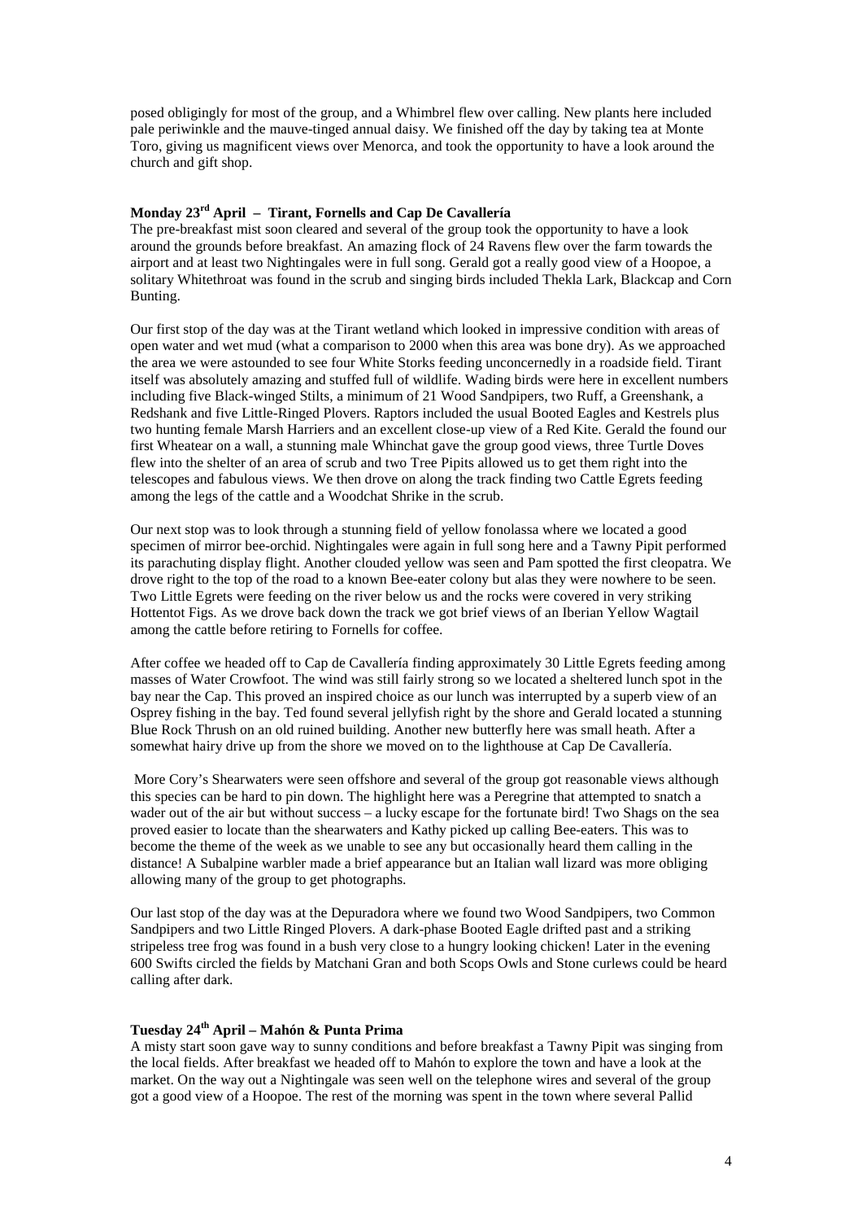posed obligingly for most of the group, and a Whimbrel flew over calling. New plants here included pale periwinkle and the mauve-tinged annual daisy. We finished off the day by taking tea at Monte Toro, giving us magnificent views over Menorca, and took the opportunity to have a look around the church and gift shop.

**Monday 23rd April – Tirant, Fornells and Cap De Cavallería**

The pre-breakfast mist soon cleared and several of the group took the opportunity to have a look around the grounds before breakfast. An amazing flock of 24 Ravens flew over the farm towards the airport and at least two Nightingales were in full song. Gerald got a really good view of a Hoopoe, a solitary Whitethroat was found in the scrub and singing birds included Thekla Lark, Blackcap and Corn Bunting.

Our first stop of the day was at the Tirant wetland which looked in impressive condition with areas of open water and wet mud (what a comparison to 2000 when this area was bone dry). As we approached the area we were astounded to see four White Storks feeding unconcernedly in a roadside field. Tirant itself was absolutely amazing and stuffed full of wildlife. Wading birds were here in excellent numbers including five Black-winged Stilts, a minimum of 21 Wood Sandpipers, two Ruff, a Greenshank, a Redshank and five Little-Ringed Plovers. Raptors included the usual Booted Eagles and Kestrels plus two hunting female Marsh Harriers and an excellent close-up view of a Red Kite. Gerald the found our first Wheatear on a wall, a stunning male Whinchat gave the group good views, three Turtle Doves flew into the shelter of an area of scrub and two Tree Pipits allowed us to get them right into the telescopes and fabulous views. We then drove on along the track finding two Cattle Egrets feeding among the legs of the cattle and a Woodchat Shrike in the scrub.

Our next stop was to look through a stunning field of yellow fonolassa where we located a good specimen of mirror bee-orchid. Nightingales were again in full song here and a Tawny Pipit performed its parachuting display flight. Another clouded yellow was seen and Pam spotted the first cleopatra. We drove right to the top of the road to a known Bee-eater colony but alas they were nowhere to be seen. Two Little Egrets were feeding on the river below us and the rocks were covered in very striking Hottentot Figs. As we drove back down the track we got brief views of an Iberian Yellow Wagtail among the cattle before retiring to Fornells for coffee.

After coffee we headed off to Cap de Cavallería finding approximately 30 Little Egrets feeding among masses of Water Crowfoot. The wind was still fairly strong so we located a sheltered lunch spot in the bay near the Cap. This proved an inspired choice as our lunch was interrupted by a superb view of an Osprey fishing in the bay. Ted found several jellyfish right by the shore and Gerald located a stunning Blue Rock Thrush on an old ruined building. Another new butterfly here was small heath. After a somewhat hairy drive up from the shore we moved on to the lighthouse at Cap De Cavallería.

More Cory's Shearwaters were seen offshore and several of the group got reasonable views although this species can be hard to pin down. The highlight here was a Peregrine that attempted to snatch a wader out of the air but without success – a lucky escape for the fortunate bird! Two Shags on the sea proved easier to locate than the shearwaters and Kathy picked up calling Bee-eaters. This was to become the theme of the week as we unable to see any but occasionally heard them calling in the distance! A Subalpine warbler made a brief appearance but an Italian wall lizard was more obliging allowing many of the group to get photographs.

Our last stop of the day was at the Depuradora where we found two Wood Sandpipers, two Common Sandpipers and two Little Ringed Plovers. A dark-phase Booted Eagle drifted past and a striking stripeless tree frog was found in a bush very close to a hungry looking chicken! Later in the evening 600 Swifts circled the fields by Matchani Gran and both Scops Owls and Stone curlews could be heard calling after dark.

**Tuesday 24th April – Mahón & Punta Prima**

A misty start soon gave way to sunny conditions and before breakfast a Tawny Pipit was singing from the local fields. After breakfast we headed off to Mahón to explore the town and have a look at the market. On the way out a Nightingale was seen well on the telephone wires and several of the group got a good view of a Hoopoe. The rest of the morning was spent in the town where several Pallid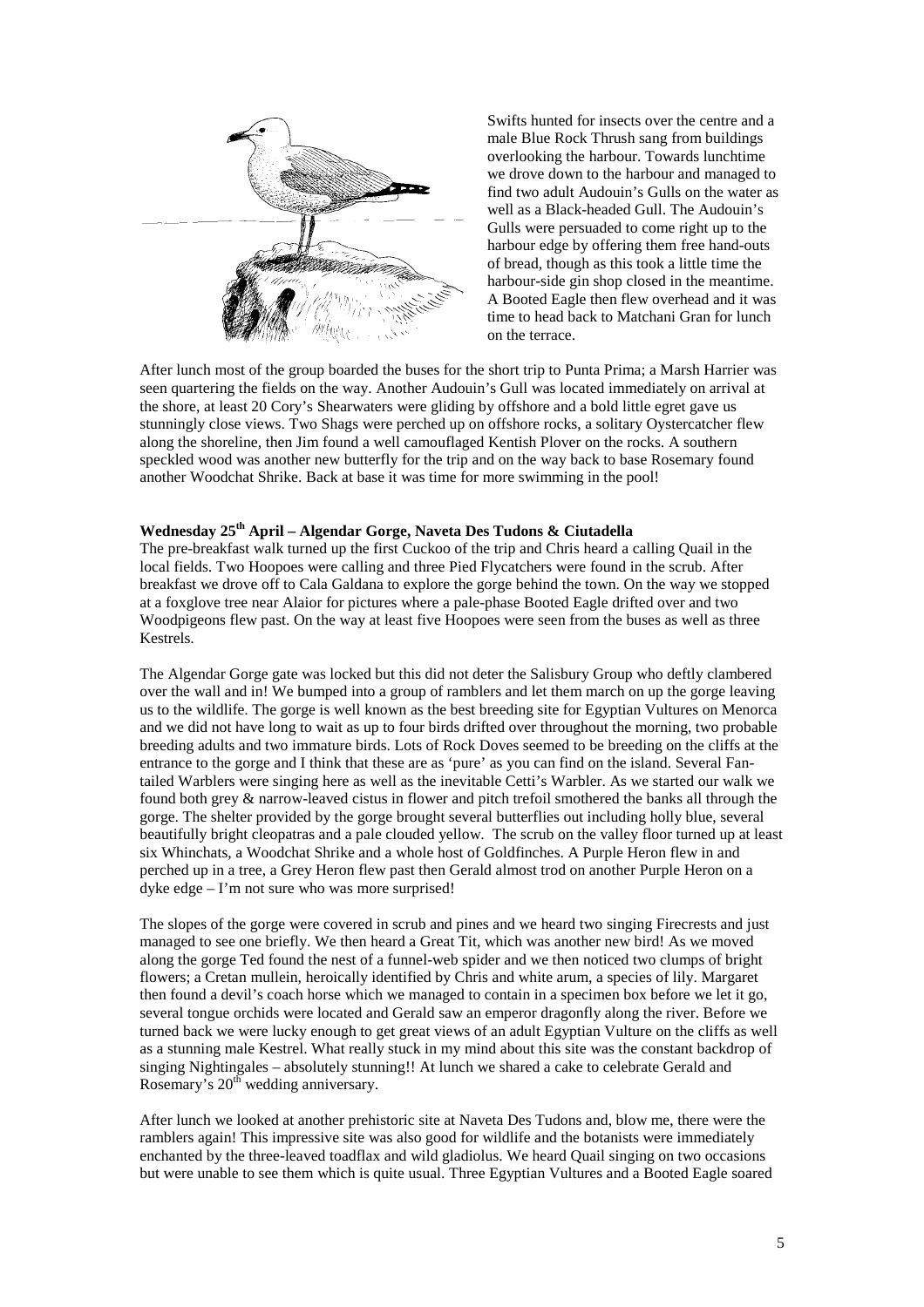Swifts hunted for insects over the centre and a male Blue Rock Thrush sang from buildings overlooking the harbour. Towards lunchtime we drove down to the harbour and managed to find two adult Audouin's Gulls on the water as well as a Black-headed Gull. The Audouin's Gulls were persuaded to come right up to the harbour edge by offering them free hand-outs of bread, though as this took a little time the harbour-side gin shop closed in the meantime. A Booted Eagle then flew overhead and it was time to head back to Matchani Gran for lunch on the terrace.

After lunch most of the group boarded the buses for the short trip to Punta Prima; a Marsh Harrier was seen quartering the fields on the way. Another Audouin's Gull was located immediately on arrival at the shore, at least 20 Cory's Shearwaters were gliding by offshore and a bold little egret gave us stunningly close views. Two Shags were perched up on offshore rocks, a solitary Oystercatcher flew along the shoreline, then Jim found a well camouflaged Kentish Plover on the rocks. A southern speckled wood was another new butterfly for the trip and on the way back to base Rosemary found another Woodchat Shrike. Back at base it was time for more swimming in the pool!

**Wednesday 25th April – Algendar Gorge, Naveta Des Tudons & Ciutadella**

The pre-breakfast walk turned up the first Cuckoo of the trip and Chris heard a calling Quail in the local fields. Two Hoopoes were calling and three Pied Flycatchers were found in the scrub. After breakfast we drove off to Cala Galdana to explore the gorge behind the town. On the way we stopped at a foxglove tree near Alaior for pictures where a pale-phase Booted Eagle drifted over and two Woodpigeons flew past. On the way at least five Hoopoes were seen from the buses as well as three Kestrels.

The Algendar Gorge gate was locked but this did not deter the Salisbury Group who deftly clambered over the wall and in! We bumped into a group of ramblers and let them march on up the gorge leaving us to the wildlife. The gorge is well known as the best breeding site for Egyptian Vultures on Menorca and we did not have long to wait as up to four birds drifted over throughout the morning, two probable breeding adults and two immature birds. Lots of Rock Doves seemed to be breeding on the cliffs at the entrance to the gorge and I think that these are as 'pure' as you can find on the island. Several Fan-tailed Warblers were singing here as well as the inevitable Cetti's Warbler. As we started our walk we found both grey & narrow-leaved cistus in flower and pitch trefoil smothered the banks all through the gorge. The shelter provided by the gorge brought several butterflies out including holly blue, several beautifully bright cleopatras and a pale clouded yellow. The scrub on the valley floor turned up at least six Whinchats, a Woodchat Shrike and a whole host of Goldfinches. A Purple Heron flew in and perched up in a tree, a Grey Heron flew past then Gerald almost trod on another Purple Heron on a dyke edge – I'm not sure who was more surprised!

The slopes of the gorge were covered in scrub and pines and we heard two singing Firecrests and just managed to see one briefly. We then heard a Great Tit, which was another new bird! As we moved along the gorge Ted found the nest of a funnel-web spider and we then noticed two clumps of bright flowers; a Cretan mullein, heroically identified by Chris and white arum, a species of lily. Margaret then found a devil's coach horse which we managed to contain in a specimen box before we let it go, several tongue orchids were located and Gerald saw an emperor dragonfly along the river. Before we turned back we were lucky enough to get great views of an adult Egyptian Vulture on the cliffs as well as a stunning male Kestrel. What really stuck in my mind about this site was the constant backdrop of singing Nightingales – absolutely stunning!! At lunch we shared a cake to celebrate Gerald and Rosemary's 20th wedding anniversary.

After lunch we looked at another prehistoric site at Naveta Des Tudons and, blow me, there were the ramblers again! This impressive site was also good for wildlife and the botanists were immediately enchanted by the three-leaved toadflax and wild gladiolus. We heard Quail singing on two occasions but were unable to see them which is quite usual. Three Egyptian Vultures and a Booted Eagle soared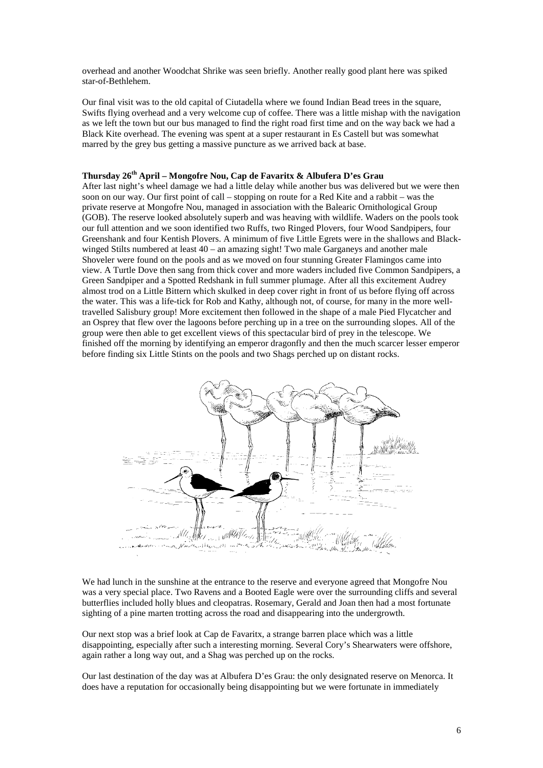overhead and another Woodchat Shrike was seen briefly. Another really good plant here was spiked star-of-Bethlehem.

Our final visit was to the old capital of Ciutadella where we found Indian Bead trees in the square, Swifts flying overhead and a very welcome cup of coffee. There was a little mishap with the navigation as we left the town but our bus managed to find the right road first time and on the way back we had a Black Kite overhead. The evening was spent at a super restaurant in Es Castell but was somewhat marred by the grey bus getting a massive puncture as we arrived back at base.

**Thursday 26th April – Mongofre Nou, Cap de Favaritx & Albufera D'es Grau**

After last night's wheel damage we had a little delay while another bus was delivered but we were then soon on our way. Our first point of call – stopping on route for a Red Kite and a rabbit – was the private reserve at Mongofre Nou, managed in association with the Balearic Ornithological Group (GOB). The reserve looked absolutely superb and was heaving with wildlife. Waders on the pools took our full attention and we soon identified two Ruffs, two Ringed Plovers, four Wood Sandpipers, four Greenshank and four Kentish Plovers. A minimum of five Little Egrets were in the shallows and Black-winged Stilts numbered at least 40 – an amazing sight! Two male Garganeys and another male Shoveler were found on the pools and as we moved on four stunning Greater Flamingos came into view. A Turtle Dove then sang from thick cover and more waders included five Common Sandpipers, a Green Sandpiper and a Spotted Redshank in full summer plumage. After all this excitement Audrey almost trod on a Little Bittern which skulked in deep cover right in front of us before flying off across the water. This was a life-tick for Rob and Kathy, although not, of course, for many in the more well-travelled Salisbury group! More excitement then followed in the shape of a male Pied Flycatcher and an Osprey that flew over the lagoons before perching up in a tree on the surrounding slopes. All of the group were then able to get excellent views of this spectacular bird of prey in the telescope. We finished off the morning by identifying an emperor dragonfly and then the much scarcer lesser emperor before finding six Little Stints on the pools and two Shags perched up on distant rocks.

We had lunch in the sunshine at the entrance to the reserve and everyone agreed that Mongofre Nou was a very special place. Two Ravens and a Booted Eagle were over the surrounding cliffs and several butterflies included holly blues and cleopatras. Rosemary, Gerald and Joan then had a most fortunate sighting of a pine marten trotting across the road and disappearing into the undergrowth.

Our next stop was a brief look at Cap de Favaritx, a strange barren place which was a little disappointing, especially after such a interesting morning. Several Cory's Shearwaters were offshore, again rather a long way out, and a Shag was perched up on the rocks.

Our last destination of the day was at Albufera D'es Grau: the only designated reserve on Menorca. It does have a reputation for occasionally being disappointing but we were fortunate in immediately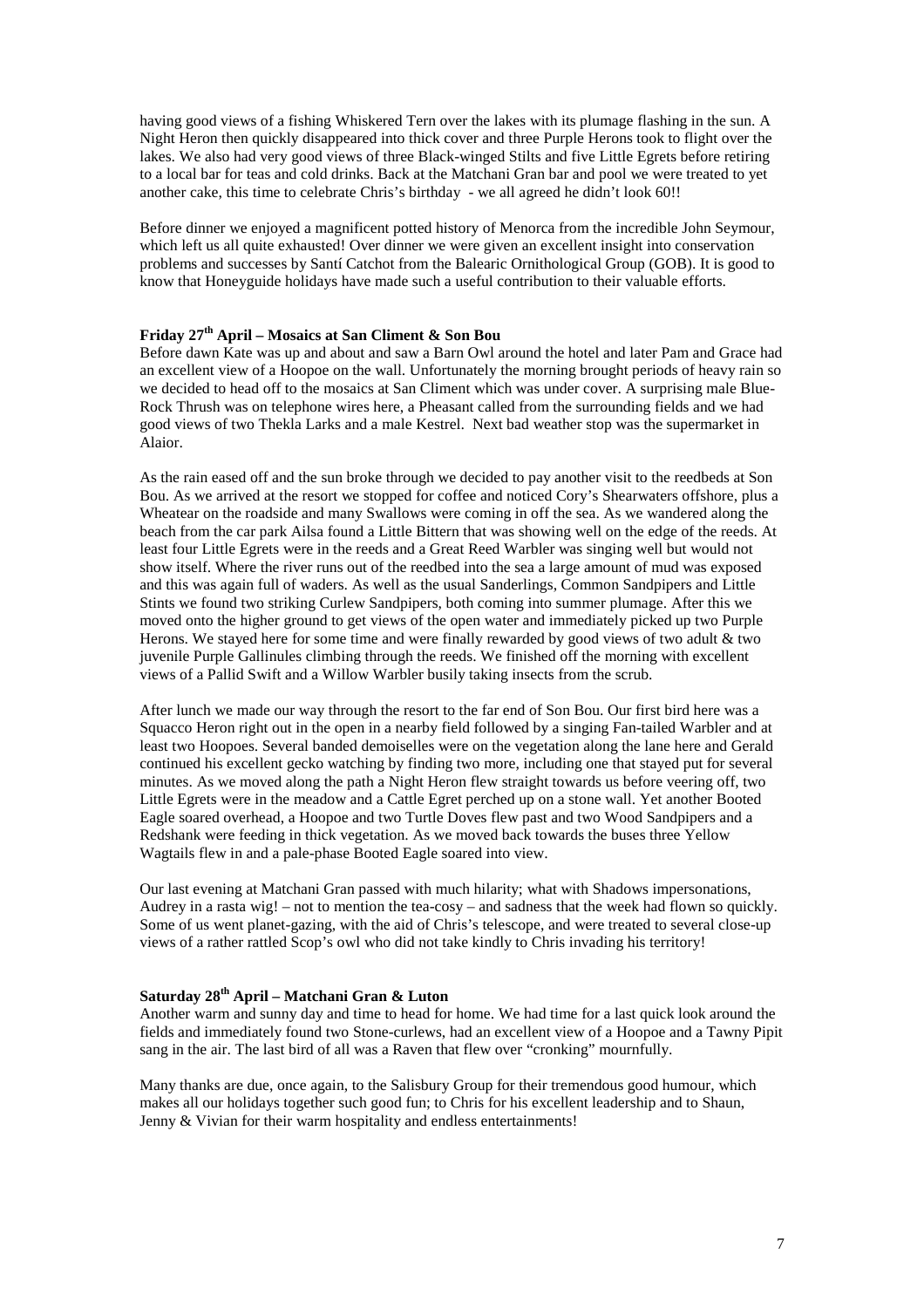having good views of a fishing Whiskered Tern over the lakes with its plumage flashing in the sun. A Night Heron then quickly disappeared into thick cover and three Purple Herons took to flight over the lakes. We also had very good views of three Black-winged Stilts and five Little Egrets before retiring to a local bar for teas and cold drinks. Back at the Matchani Gran bar and pool we were treated to yet another cake, this time to celebrate Chris's birthday - we all agreed he didn't look 60!!

Before dinner we enjoyed a magnificent potted history of Menorca from the incredible John Seymour, which left us all quite exhausted! Over dinner we were given an excellent insight into conservation problems and successes by Santí Catchot from the Balearic Ornithological Group (GOB). It is good to know that Honeyguide holidays have made such a useful contribution to their valuable efforts.

### Friday 27th April – Mosaics at San Climent & Son Bou

Before dawn Kate was up and about and saw a Barn Owl around the hotel and later Pam and Grace had an excellent view of a Hoopoe on the wall. Unfortunately the morning brought periods of heavy rain so we decided to head off to the mosaics at San Climent which was under cover. A surprising male Blue-Rock Thrush was on telephone wires here, a Pheasant called from the surrounding fields and we had good views of two Thekla Larks and a male Kestrel. Next bad weather stop was the supermarket in Alaior.

As the rain eased off and the sun broke through we decided to pay another visit to the reedbeds at Son Bou. As we arrived at the resort we stopped for coffee and noticed Cory's Shearwaters offshore, plus a Wheatear on the roadside and many Swallows were coming in off the sea. As we wandered along the beach from the car park Ailsa found a Little Bittern that was showing well on the edge of the reeds. At least four Little Egrets were in the reeds and a Great Reed Warbler was singing well but would not show itself. Where the river runs out of the reedbed into the sea a large amount of mud was exposed and this was again full of waders. As well as the usual Sanderlings, Common Sandpipers and Little Stints we found two striking Curlew Sandpipers, both coming into summer plumage. After this we moved onto the higher ground to get views of the open water and immediately picked up two Purple Herons. We stayed here for some time and were finally rewarded by good views of two adult & two juvenile Purple Gallinules climbing through the reeds. We finished off the morning with excellent views of a Pallid Swift and a Willow Warbler busily taking insects from the scrub.

After lunch we made our way through the resort to the far end of Son Bou. Our first bird here was a Squacco Heron right out in the open in a nearby field followed by a singing Fan-tailed Warbler and at least two Hoopoes. Several banded demoiselles were on the vegetation along the lane here and Gerald continued his excellent gecko watching by finding two more, including one that stayed put for several minutes. As we moved along the path a Night Heron flew straight towards us before veering off, two Little Egrets were in the meadow and a Cattle Egret perched up on a stone wall. Yet another Booted Eagle soared overhead, a Hoopoe and two Turtle Doves flew past and two Wood Sandpipers and a Redshank were feeding in thick vegetation. As we moved back towards the buses three Yellow Wagtails flew in and a pale-phase Booted Eagle soared into view.

Our last evening at Matchani Gran passed with much hilarity; what with Shadows impersonations, Audrey in a rasta wig! – not to mention the tea-cosy – and sadness that the week had flown so quickly. Some of us went planet-gazing, with the aid of Chris's telescope, and were treated to several close-up views of a rather rattled Scop's owl who did not take kindly to Chris invading his territory!

### Saturday 28th April – Matchani Gran & Luton

Another warm and sunny day and time to head for home. We had time for a last quick look around the fields and immediately found two Stone-curlews, had an excellent view of a Hoopoe and a Tawny Pipit sang in the air. The last bird of all was a Raven that flew over "cronking" mournfully.

Many thanks are due, once again, to the Salisbury Group for their tremendous good humour, which makes all our holidays together such good fun; to Chris for his excellent leadership and to Shaun, Jenny & Vivian for their warm hospitality and endless entertainments!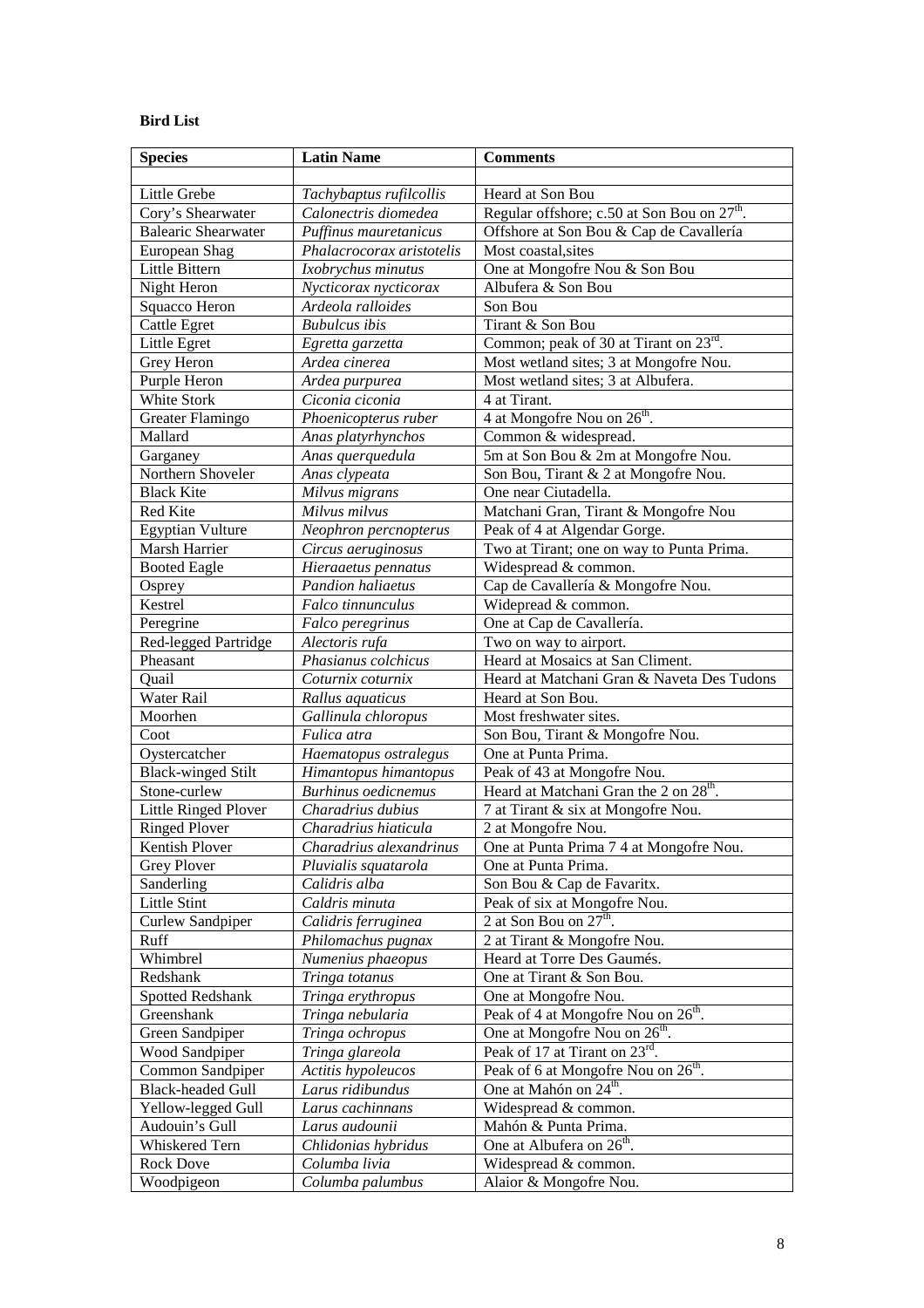**Bird List**

| Species | Latin Name | Comments |
|---|---|---|
| | | |
| Little Grebe | *Tachybaptus rufilcollis* | Heard at Son Bou |
| Cory's Shearwater | *Calonectris diomedea* | Regular offshore; c.50 at Son Bou on 27th. |
| Balearic Shearwater | *Puffinus mauretanicus* | Offshore at Son Bou & Cap de Cavallería |
| European Shag | *Phalacrocorax aristotelis* | Most coastal,sites |
| Little Bittern | *Ixobrychus minutus* | One at Mongofre Nou & Son Bou |
| Night Heron | *Nycticorax nycticorax* | Albufera & Son Bou |
| Squacco Heron | *Ardeola ralloides* | Son Bou |
| Cattle Egret | *Bubulcus ibis* | Tirant & Son Bou |
| Little Egret | *Egretta garzetta* | Common; peak of 30 at Tirant on 23rd. |
| Grey Heron | *Ardea cinerea* | Most wetland sites; 3 at Mongofre Nou. |
| Purple Heron | *Ardea purpurea* | Most wetland sites; 3 at Albufera. |
| White Stork | *Ciconia ciconia* | 4 at Tirant. |
| Greater Flamingo | *Phoenicopterus ruber* | 4 at Mongofre Nou on 26th. |
| Mallard | *Anas platyrhynchos* | Common & widespread. |
| Garganey | *Anas querquedula* | 5m at Son Bou & 2m at Mongofre Nou. |
| Northern Shoveler | *Anas clypeata* | Son Bou, Tirant & 2 at Mongofre Nou. |
| Black Kite | *Milvus migrans* | One near Ciutadella. |
| Red Kite | *Milvus milvus* | Matchani Gran, Tirant & Mongofre Nou |
| Egyptian Vulture | *Neophron percnopterus* | Peak of 4 at Algendar Gorge. |
| Marsh Harrier | *Circus aeruginosus* | Two at Tirant; one on way to Punta Prima. |
| Booted Eagle | *Hieraaetus pennatus* | Widespread & common. |
| Osprey | *Pandion haliaetus* | Cap de Cavallería & Mongofre Nou. |
| Kestrel | *Falco tinnunculus* | Widepread & common. |
| Peregrine | *Falco peregrinus* | One at Cap de Cavallería. |
| Red-legged Partridge | *Alectoris rufa* | Two on way to airport. |
| Pheasant | *Phasianus colchicus* | Heard at Mosaics at San Climent. |
| Quail | *Coturnix coturnix* | Heard at Matchani Gran & Naveta Des Tudons |
| Water Rail | *Rallus aquaticus* | Heard at Son Bou. |
| Moorhen | *Gallinula chloropus* | Most freshwater sites. |
| Coot | *Fulica atra* | Son Bou, Tirant & Mongofre Nou. |
| Oystercatcher | *Haematopus ostralegus* | One at Punta Prima. |
| Black-winged Stilt | *Himantopus himantopus* | Peak of 43 at Mongofre Nou. |
| Stone-curlew | *Burhinus oedicnemus* | Heard at Matchani Gran the 2 on 28th. |
| Little Ringed Plover | *Charadrius dubius* | 7 at Tirant & six at Mongofre Nou. |
| Ringed Plover | *Charadrius hiaticula* | 2 at Mongofre Nou. |
| Kentish Plover | *Charadrius alexandrinus* | One at Punta Prima 7 4 at Mongofre Nou. |
| Grey Plover | *Pluvialis squatarola* | One at Punta Prima. |
| Sanderling | *Calidris alba* | Son Bou & Cap de Favaritx. |
| Little Stint | *Caldris minuta* | Peak of six at Mongofre Nou. |
| Curlew Sandpiper | *Calidris ferruginea* | 2 at Son Bou on 27th. |
| Ruff | *Philomachus pugnax* | 2 at Tirant & Mongofre Nou. |
| Whimbrel | *Numenius phaeopus* | Heard at Torre Des Gaumés. |
| Redshank | *Tringa totanus* | One at Tirant & Son Bou. |
| Spotted Redshank | *Tringa erythropus* | One at Mongofre Nou. |
| Greenshank | *Tringa nebularia* | Peak of 4 at Mongofre Nou on 26th. |
| Green Sandpiper | *Tringa ochropus* | One at Mongofre Nou on 26th. |
| Wood Sandpiper | *Tringa glareola* | Peak of 17 at Tirant on 23rd. |
| Common Sandpiper | *Actitis hypoleucos* | Peak of 6 at Mongofre Nou on 26th. |
| Black-headed Gull | *Larus ridibundus* | One at Mahón on 24th. |
| Yellow-legged Gull | *Larus cachinnans* | Widespread & common. |
| Audouin's Gull | *Larus audounii* | Mahón & Punta Prima. |
| Whiskered Tern | *Chlidonias hybridus* | One at Albufera on 26th. |
| Rock Dove | *Columba livia* | Widespread & common. |
| Woodpigeon | *Columba palumbus* | Alaior & Mongofre Nou. |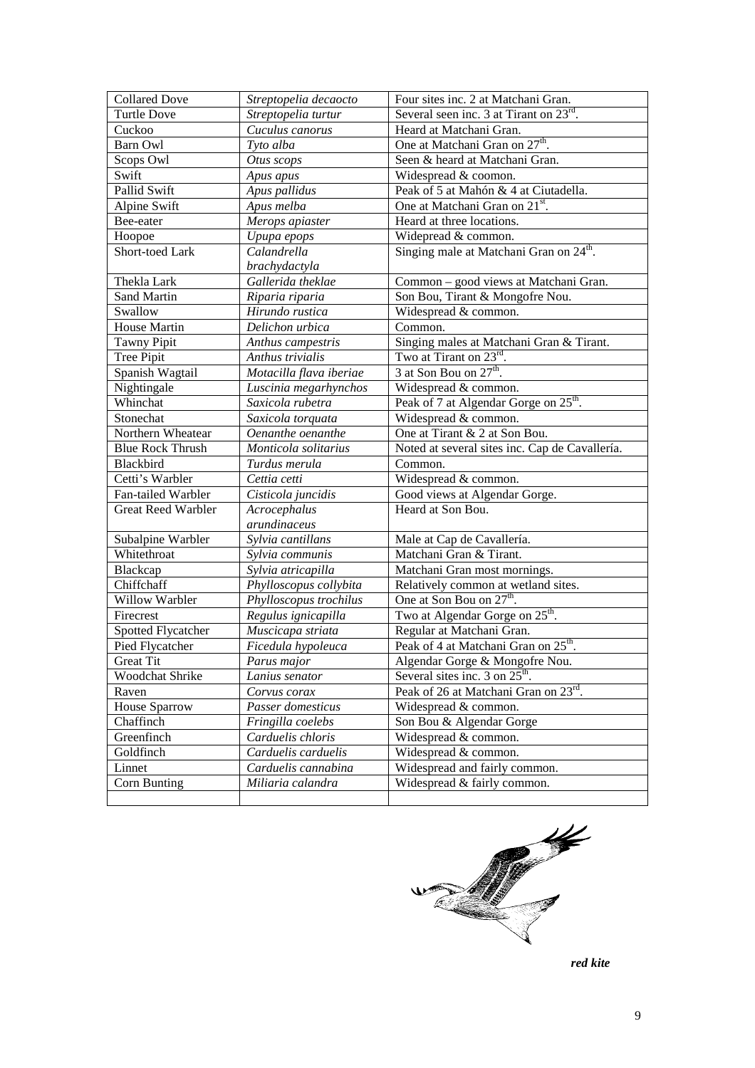| | | |
|---|---|---|
| Collared Dove | *Streptopelia decaocto* | Four sites inc. 2 at Matchani Gran. |
| Turtle Dove | *Streptopelia turtur* | Several seen inc. 3 at Tirant on 23rd. |
| Cuckoo | *Cuculus canorus* | Heard at Matchani Gran. |
| Barn Owl | *Tyto alba* | One at Matchani Gran on 27th. |
| Scops Owl | *Otus scops* | Seen & heard at Matchani Gran. |
| Swift | *Apus apus* | Widespread & coomon. |
| Pallid Swift | *Apus pallidus* | Peak of 5 at Mahón & 4 at Ciutadella. |
| Alpine Swift | *Apus melba* | One at Matchani Gran on 21st. |
| Bee-eater | *Merops apiaster* | Heard at three locations. |
| Hoopoe | *Upupa epops* | Widepread & common. |
| Short-toed Lark | *Calandrella brachydactyla* | Singing male at Matchani Gran on 24th. |
| Thekla Lark | *Gallerida theklae* | Common – good views at Matchani Gran. |
| Sand Martin | *Riparia riparia* | Son Bou, Tirant & Mongofre Nou. |
| Swallow | *Hirundo rustica* | Widespread & common. |
| House Martin | *Delichon urbica* | Common. |
| Tawny Pipit | *Anthus campestris* | Singing males at Matchani Gran & Tirant. |
| Tree Pipit | *Anthus trivialis* | Two at Tirant on 23rd. |
| Spanish Wagtail | *Motacilla flava iberiae* | 3 at Son Bou on 27th. |
| Nightingale | *Luscinia megarhynchos* | Widespread & common. |
| Whinchat | *Saxicola rubetra* | Peak of 7 at Algendar Gorge on 25th. |
| Stonechat | *Saxicola torquata* | Widespread & common. |
| Northern Wheatear | *Oenanthe oenanthe* | One at Tirant & 2 at Son Bou. |
| Blue Rock Thrush | *Monticola solitarius* | Noted at several sites inc. Cap de Cavallería. |
| Blackbird | *Turdus merula* | Common. |
| Cetti's Warbler | *Cettia cetti* | Widespread & common. |
| Fan-tailed Warbler | *Cisticola juncidis* | Good views at Algendar Gorge. |
| Great Reed Warbler | *Acrocephalus arundinaceus* | Heard at Son Bou. |
| Subalpine Warbler | *Sylvia cantillans* | Male at Cap de Cavallería. |
| Whitethroat | *Sylvia communis* | Matchani Gran & Tirant. |
| Blackcap | *Sylvia atricapilla* | Matchani Gran most mornings. |
| Chiffchaff | *Phylloscopus collybita* | Relatively common at wetland sites. |
| Willow Warbler | *Phylloscopus trochilus* | One at Son Bou on 27th. |
| Firecrest | *Regulus ignicapilla* | Two at Algendar Gorge on 25th. |
| Spotted Flycatcher | *Muscicapa striata* | Regular at Matchani Gran. |
| Pied Flycatcher | *Ficedula hypoleuca* | Peak of 4 at Matchani Gran on 25th. |
| Great Tit | *Parus major* | Algendar Gorge & Mongofre Nou. |
| Woodchat Shrike | *Lanius senator* | Several sites inc. 3 on 25th. |
| Raven | *Corvus corax* | Peak of 26 at Matchani Gran on 23rd. |
| House Sparrow | *Passer domesticus* | Widespread & common. |
| Chaffinch | *Fringilla coelebs* | Son Bou & Algendar Gorge |
| Greenfinch | *Carduelis chloris* | Widespread & common. |
| Goldfinch | *Carduelis carduelis* | Widespread & common. |
| Linnet | *Carduelis cannabina* | Widespread and fairly common. |
| Corn Bunting | *Miliaria calandra* | Widespread & fairly common. |
| | | |

***red kite***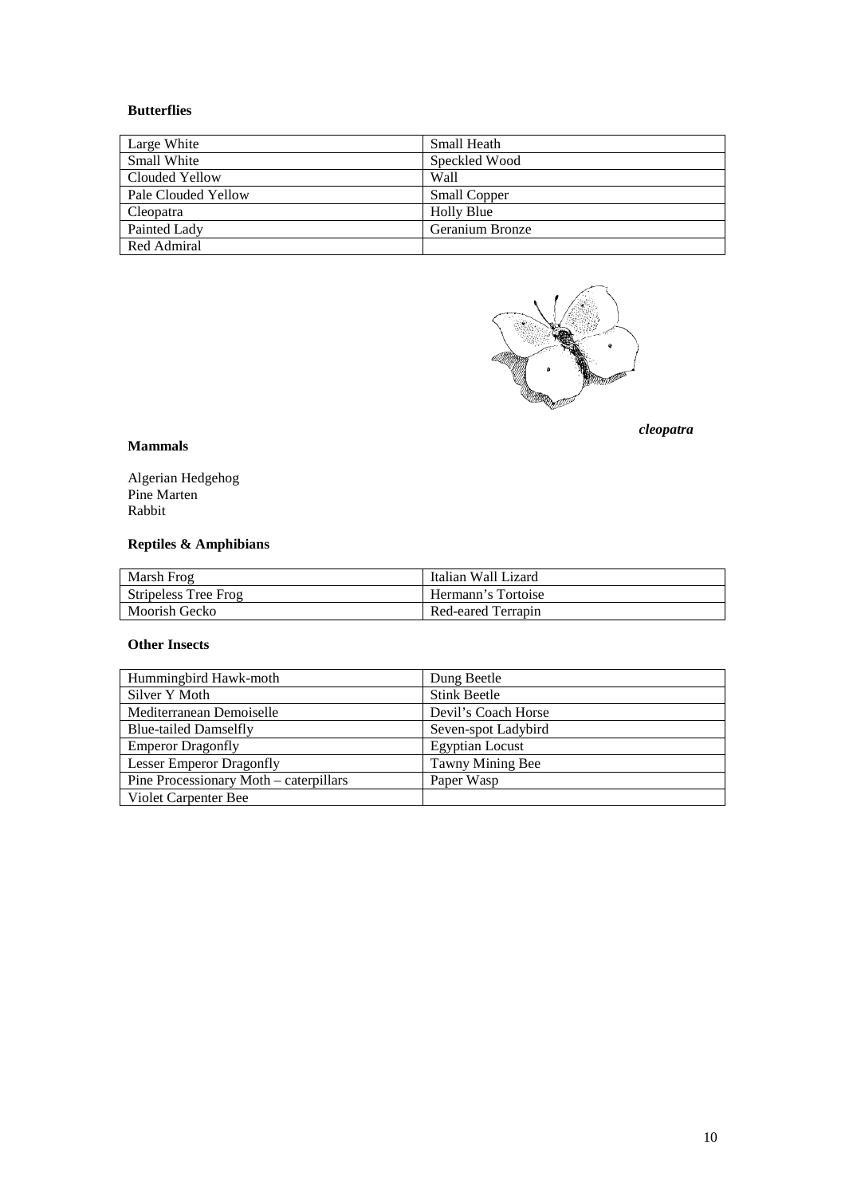**Butterflies**

| | |
|---|---|
| Large White | Small Heath |
| Small White | Speckled Wood |
| Clouded Yellow | Wall |
| Pale Clouded Yellow | Small Copper |
| Cleopatra | Holly Blue |
| Painted Lady | Geranium Bronze |
| Red Admiral | |

***cleopatra***

**Mammals**

Algerian Hedgehog
Pine Marten
Rabbit

**Reptiles & Amphibians**

| | |
|---|---|
| Marsh Frog | Italian Wall Lizard |
| Stripeless Tree Frog | Hermann's Tortoise |
| Moorish Gecko | Red-eared Terrapin |

**Other Insects**

| | |
|---|---|
| Hummingbird Hawk-moth | Dung Beetle |
| Silver Y Moth | Stink Beetle |
| Mediterranean Demoiselle | Devil's Coach Horse |
| Blue-tailed Damselfly | Seven-spot Ladybird |
| Emperor Dragonfly | Egyptian Locust |
| Lesser Emperor Dragonfly | Tawny Mining Bee |
| Pine Processionary Moth – caterpillars | Paper Wasp |
| Violet Carpenter Bee | |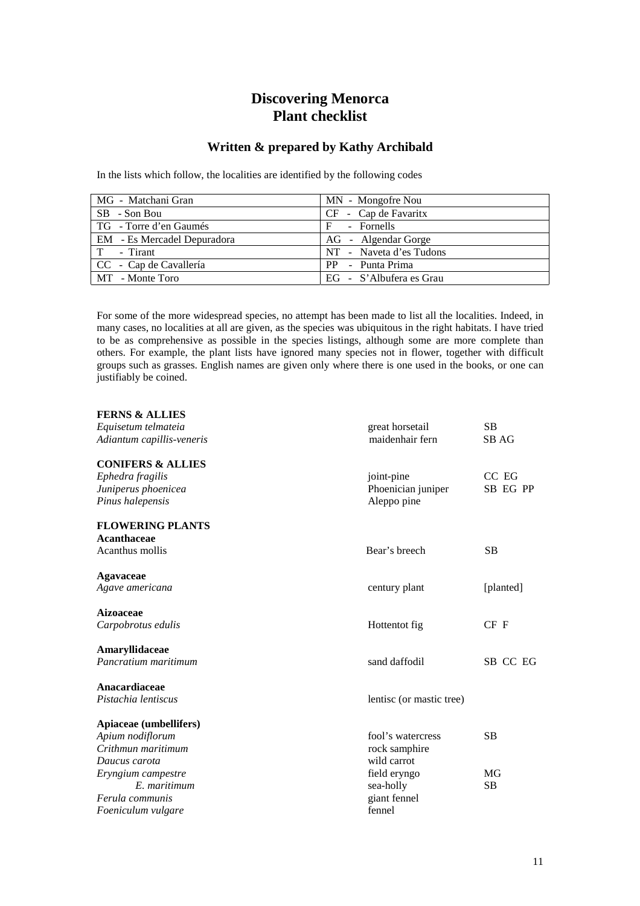# Discovering Menorca
# Plant checklist

## Written & prepared by Kathy Archibald

In the lists which follow, the localities are identified by the following codes

| | |
|---|---|
| MG - Matchani Gran | MN - Mongofre Nou |
| SB - Son Bou | CF - Cap de Favaritx |
| TG - Torre d'en Gaumés | F - Fornells |
| EM - Es Mercadel Depuradora | AG - Algendar Gorge |
| T - Tirant | NT - Naveta d'es Tudons |
| CC - Cap de Cavallería | PP - Punta Prima |
| MT - Monte Toro | EG - S'Albufera es Grau |

For some of the more widespread species, no attempt has been made to list all the localities. Indeed, in many cases, no localities at all are given, as the species was ubiquitous in the right habitats. I have tried to be as comprehensive as possible in the species listings, although some are more complete than others. For example, the plant lists have ignored many species not in flower, together with difficult groups such as grasses. English names are given only where there is one used in the books, or one can justifiably be coined.

**FERNS & ALLIES**

| | | |
|---|---|---|
| *Equisetum telmateia* | great horsetail | SB |
| *Adiantum capillis-veneris* | maidenhair fern | SB AG |

**CONIFERS & ALLIES**

| | | |
|---|---|---|
| *Ephedra fragilis* | joint-pine | CC EG |
| *Juniperus phoenicea* | Phoenician juniper | SB EG PP |
| *Pinus halepensis* | Aleppo pine | |

**FLOWERING PLANTS**

**Acanthaceae**

| | | |
|---|---|---|
| Acanthus mollis | Bear's breech | SB |

**Agavaceae**

| | | |
|---|---|---|
| *Agave americana* | century plant | [planted] |

**Aizoaceae**

| | | |
|---|---|---|
| *Carpobrotus edulis* | Hottentot fig | CF F |

**Amaryllidaceae**

| | | |
|---|---|---|
| *Pancratium maritimum* | sand daffodil | SB CC EG |

**Anacardiaceae**

| | | |
|---|---|---|
| *Pistachia lentiscus* | lentisc (or mastic tree) | |

**Apiaceae (umbellifers)**

| | | |
|---|---|---|
| *Apium nodiflorum* | fool's watercress | SB |
| *Crithmun maritimum* | rock samphire | |
| *Daucus carota* | wild carrot | |
| *Eryngium campestre* | field eryngo | MG |
| *E. maritimum* | sea-holly | SB |
| *Ferula communis* | giant fennel | |
| *Foeniculum vulgare* | fennel | |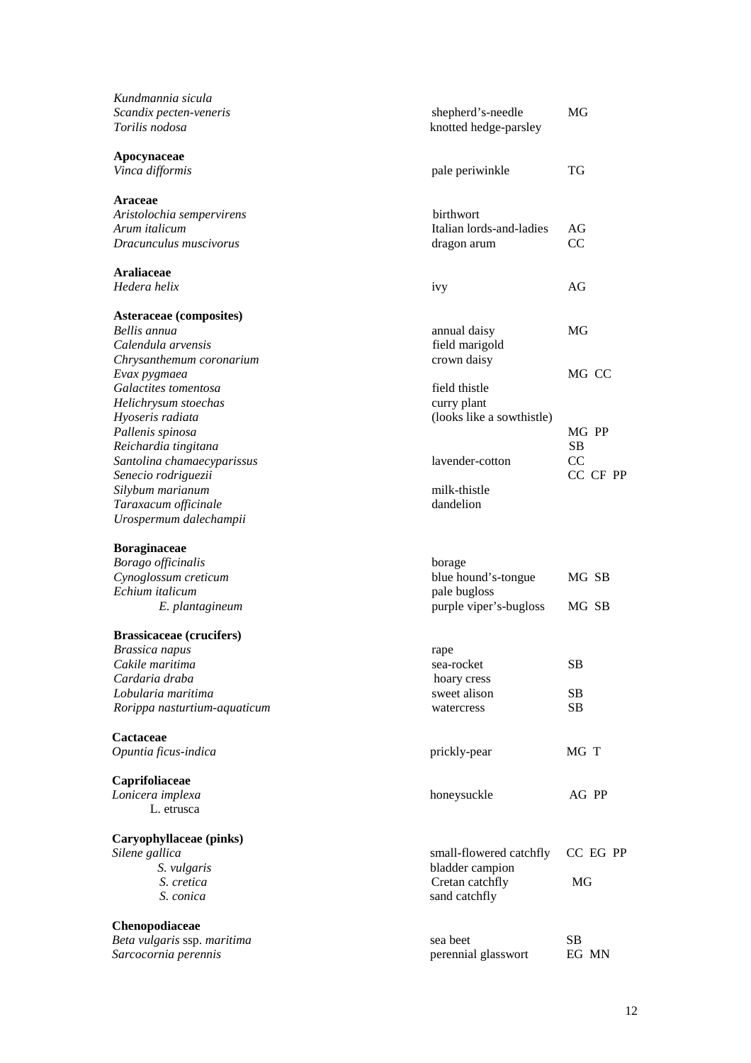| | | |
|---|---|---|
| *Kundmannia sicula* | | |
| *Scandix pecten-veneris* | shepherd's-needle | MG |
| *Torilis nodosa* | knotted hedge-parsley | |
| | | |
| **Apocynaceae** | | |
| *Vinca difformis* | pale periwinkle | TG |
| | | |
| **Araceae** | | |
| *Aristolochia sempervirens* | birthwort | |
| *Arum italicum* | Italian lords-and-ladies | AG |
| *Dracunculus muscivorus* | dragon arum | CC |
| | | |
| **Araliaceae** | | |
| *Hedera helix* | ivy | AG |
| | | |
| **Asteraceae (composites)** | | |
| *Bellis annua* | annual daisy | MG |
| *Calendula arvensis* | field marigold | |
| *Chrysanthemum coronarium* | crown daisy | |
| *Evax pygmaea* | | MG CC |
| *Galactites tomentosa* | field thistle | |
| *Helichrysum stoechas* | curry plant | |
| *Hyoseris radiata* | (looks like a sowthistle) | |
| *Pallenis spinosa* | | MG PP |
| *Reichardia tingitana* | | SB |
| *Santolina chamaecyparissus* | lavender-cotton | CC |
| *Senecio rodriguezii* | | CC CF PP |
| *Silybum marianum* | milk-thistle | |
| *Taraxacum officinale* | dandelion | |
| *Urospermum dalechampii* | | |
| | | |
| **Boraginaceae** | | |
| *Borago officinalis* | borage | |
| *Cynoglossum creticum* | blue hound's-tongue | MG SB |
| *Echium italicum* | pale bugloss | |
| *E. plantagineum* | purple viper's-bugloss | MG SB |
| | | |
| **Brassicaceae (crucifers)** | | |
| *Brassica napus* | rape | |
| *Cakile maritima* | sea-rocket | SB |
| *Cardaria draba* | hoary cress | |
| *Lobularia maritima* | sweet alison | SB |
| *Rorippa nasturtium-aquaticum* | watercress | SB |
| | | |
| **Cactaceae** | | |
| *Opuntia ficus-indica* | prickly-pear | MG T |
| | | |
| **Caprifoliaceae** | | |
| *Lonicera implexa* | honeysuckle | AG PP |
| L. etrusca | | |
| | | |
| **Caryophyllaceae (pinks)** | | |
| *Silene gallica* | small-flowered catchfly | CC EG PP |
| *S. vulgaris* | bladder campion | |
| *S. cretica* | Cretan catchfly | MG |
| *S. conica* | sand catchfly | |
| | | |
| **Chenopodiaceae** | | |
| *Beta vulgaris* ssp. *maritima* | sea beet | SB |
| *Sarcocornia perennis* | perennial glasswort | EG MN |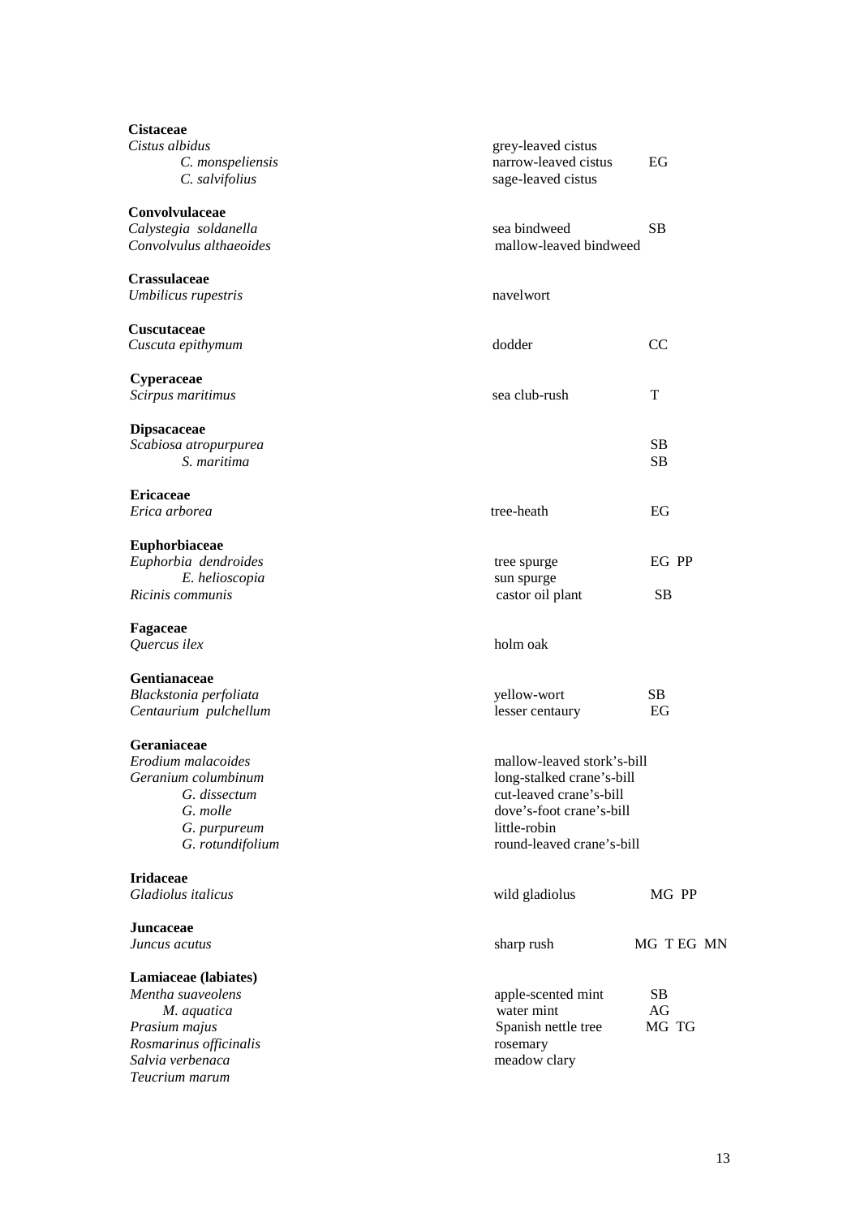| | | |
|---|---|---|
| **Cistaceae** | | |
| *Cistus albidus* | grey-leaved cistus | |
| *C. monspeliensis* | narrow-leaved cistus | EG |
| *C. salvifolius* | sage-leaved cistus | |
| **Convolvulaceae** | | |
| *Calystegia soldanella* | sea bindweed | SB |
| *Convolvulus althaeoides* | mallow-leaved bindweed | |
| **Crassulaceae** | | |
| *Umbilicus rupestris* | navelwort | |
| **Cuscutaceae** | | |
| *Cuscuta epithymum* | dodder | CC |
| **Cyperaceae** | | |
| *Scirpus maritimus* | sea club-rush | T |
| **Dipsacaceae** | | |
| *Scabiosa atropurpurea* | | SB |
| *S. maritima* | | SB |
| **Ericaceae** | | |
| *Erica arborea* | tree-heath | EG |
| **Euphorbiaceae** | | |
| *Euphorbia dendroides* | tree spurge | EG PP |
| *E. helioscopia* | sun spurge | |
| *Ricinis communis* | castor oil plant | SB |
| **Fagaceae** | | |
| *Quercus ilex* | holm oak | |
| **Gentianaceae** | | |
| *Blackstonia perfoliata* | yellow-wort | SB |
| *Centaurium pulchellum* | lesser centaury | EG |
| **Geraniaceae** | | |
| *Erodium malacoides* | mallow-leaved stork's-bill | |
| *Geranium columbinum* | long-stalked crane's-bill | |
| *G. dissectum* | cut-leaved crane's-bill | |
| *G. molle* | dove's-foot crane's-bill | |
| *G. purpureum* | little-robin | |
| *G. rotundifolium* | round-leaved crane's-bill | |
| **Iridaceae** | | |
| *Gladiolus italicus* | wild gladiolus | MG PP |
| **Juncaceae** | | |
| *Juncus acutus* | sharp rush | MG T EG MN |
| **Lamiaceae (labiates)** | | |
| *Mentha suaveolens* | apple-scented mint | SB |
| *M. aquatica* | water mint | AG |
| *Prasium majus* | Spanish nettle tree | MG TG |
| *Rosmarinus officinalis* | rosemary | |
| *Salvia verbenaca* | meadow clary | |
| *Teucrium marum* | | |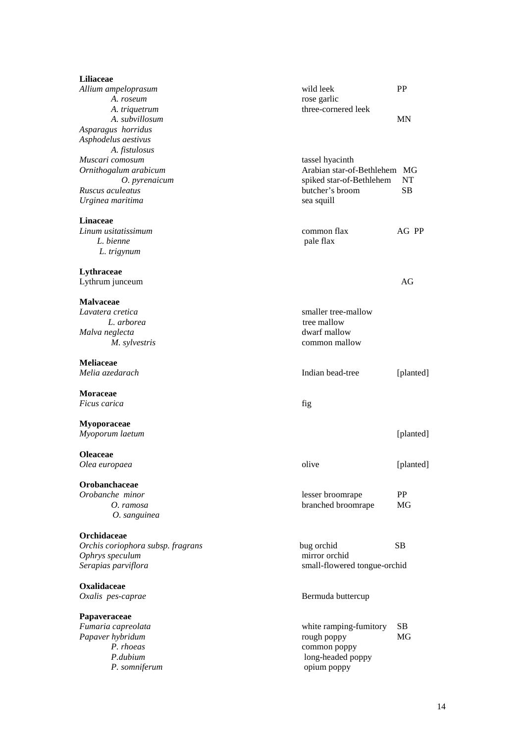**Liliaceae**

| | | |
|---|---|---|
| *Allium ampeloprasum* | wild leek | PP |
| *A. roseum* | rose garlic | |
| *A. triquetrum* | three-cornered leek | |
| *A. subvillosum* | | MN |
| *Asparagus horridus* | | |
| *Asphodelus aestivus* | | |
| *A. fistulosus* | | |
| *Muscari comosum* | tassel hyacinth | |
| *Ornithogalum arabicum* | Arabian star-of-Bethlehem | MG |
| *O. pyrenaicum* | spiked star-of-Bethlehem | NT |
| *Ruscus aculeatus* | butcher's broom | SB |
| *Urginea maritima* | sea squill | |

**Linaceae**

| | | |
|---|---|---|
| *Linum usitatissimum* | common flax | AG PP |
| *L. bienne* | pale flax | |
| *L. trigynum* | | |

**Lythraceae**

| | | |
|---|---|---|
| Lythrum junceum | | AG |

**Malvaceae**

| | | |
|---|---|---|
| *Lavatera cretica* | smaller tree-mallow | |
| *L. arborea* | tree mallow | |
| *Malva neglecta* | dwarf mallow | |
| *M. sylvestris* | common mallow | |

**Meliaceae**

| | | |
|---|---|---|
| *Melia azedarach* | Indian bead-tree | [planted] |

**Moraceae**

| | | |
|---|---|---|
| *Ficus carica* | fig | |

**Myoporaceae**

| | | |
|---|---|---|
| *Myoporum laetum* | | [planted] |

**Oleaceae**

| | | |
|---|---|---|
| *Olea europaea* | olive | [planted] |

**Orobanchaceae**

| | | |
|---|---|---|
| *Orobanche minor* | lesser broomrape | PP |
| *O. ramosa* | branched broomrape | MG |
| *O. sanguinea* | | |

**Orchidaceae**

| | | |
|---|---|---|
| *Orchis coriophora subsp. fragrans* | bug orchid | SB |
| *Ophrys speculum* | mirror orchid | |
| *Serapias parviflora* | small-flowered tongue-orchid | |

**Oxalidaceae**

| | | |
|---|---|---|
| *Oxalis pes-caprae* | Bermuda buttercup | |

**Papaveraceae**

| | | |
|---|---|---|
| *Fumaria capreolata* | white ramping-fumitory | SB |
| *Papaver hybridum* | rough poppy | MG |
| *P. rhoeas* | common poppy | |
| *P.dubium* | long-headed poppy | |
| *P. somniferum* | opium poppy | |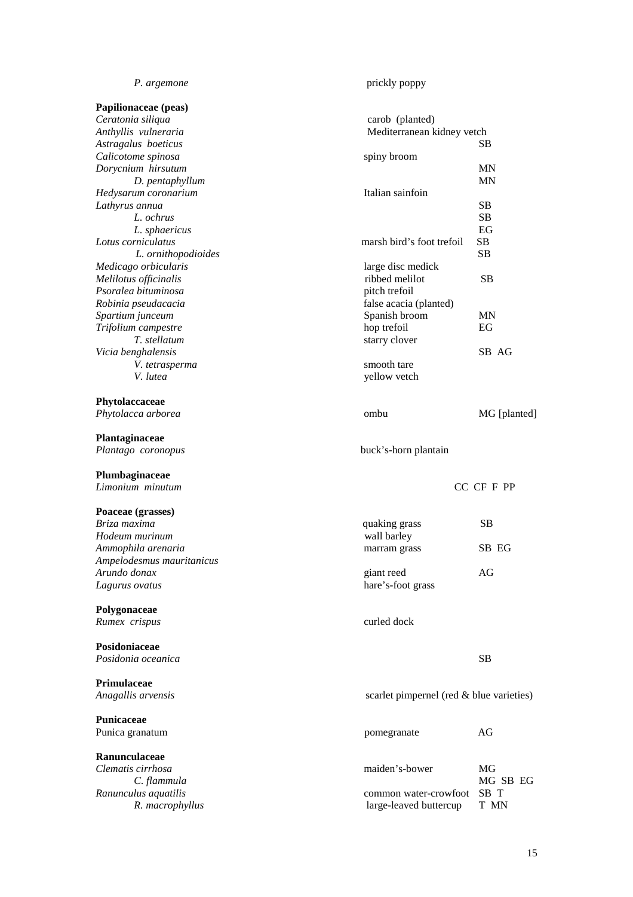| | | |
|---|---|---|
| *P. argemone* | prickly poppy | |
| **Papilionaceae (peas)** | | |
| *Ceratonia siliqua* | carob (planted) | |
| *Anthyllis vulneraria* | Mediterranean kidney vetch | |
| *Astragalus boeticus* | | SB |
| *Calicotome spinosa* | spiny broom | |
| *Dorycnium hirsutum* | | MN |
| *D. pentaphyllum* | | MN |
| *Hedysarum coronarium* | Italian sainfoin | |
| *Lathyrus annua* | | SB |
| *L. ochrus* | | SB |
| *L. sphaericus* | | EG |
| *Lotus corniculatus* | marsh bird's foot trefoil | SB |
| *L. ornithopodioides* | | SB |
| *Medicago orbicularis* | large disc medick | |
| *Melilotus officinalis* | ribbed melilot | SB |
| *Psoralea bituminosa* | pitch trefoil | |
| *Robinia pseudacacia* | false acacia (planted) | |
| *Spartium junceum* | Spanish broom | MN |
| *Trifolium campestre* | hop trefoil | EG |
| *T. stellatum* | starry clover | |
| *Vicia benghalensis* | | SB AG |
| *V. tetrasperma* | smooth tare | |
| *V. lutea* | yellow vetch | |
| **Phytolaccaceae** | | |
| *Phytolacca arborea* | ombu | MG [planted] |
| **Plantaginaceae** | | |
| *Plantago coronopus* | buck's-horn plantain | |
| **Plumbaginaceae** | | |
| *Limonium minutum* | | CC CF F PP |
| **Poaceae (grasses)** | | |
| *Briza maxima* | quaking grass | SB |
| *Hodeum murinum* | wall barley | |
| *Ammophila arenaria* | marram grass | SB EG |
| *Ampelodesmus mauritanicus* | | |
| *Arundo donax* | giant reed | AG |
| *Lagurus ovatus* | hare's-foot grass | |
| **Polygonaceae** | | |
| *Rumex crispus* | curled dock | |
| **Posidoniaceae** | | |
| *Posidonia oceanica* | | SB |
| **Primulaceae** | | |
| *Anagallis arvensis* | scarlet pimpernel (red & blue varieties) | |
| **Punicaceae** | | |
| Punica granatum | pomegranate | AG |
| **Ranunculaceae** | | |
| *Clematis cirrhosa* | maiden's-bower | MG |
| *C. flammula* | | MG SB EG |
| *Ranunculus aquatilis* | common water-crowfoot | SB T |
| *R. macrophyllus* | large-leaved buttercup | T MN |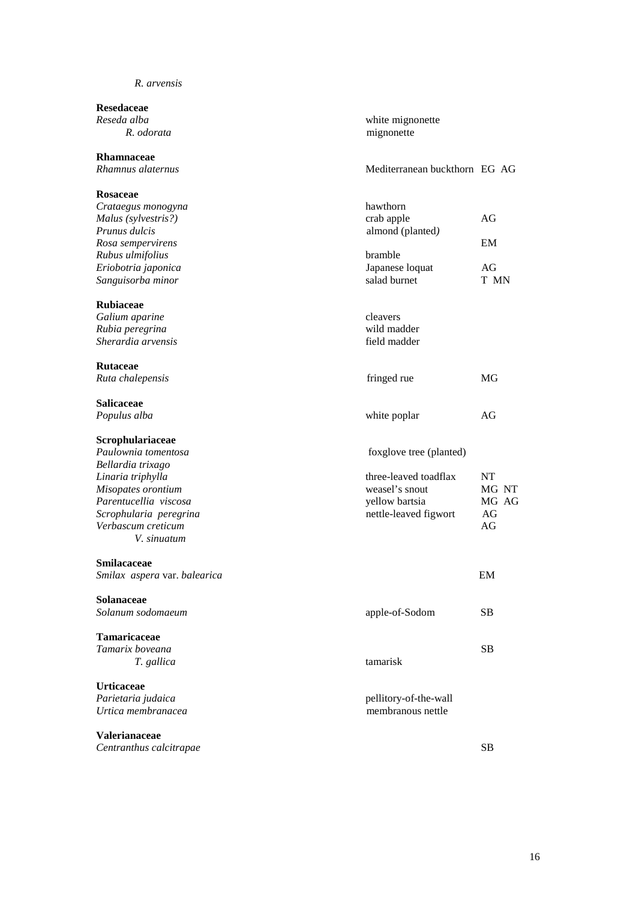| | | |
|---|---|---|
| *R. arvensis* | | |
| **Resedaceae** | | |
| *Reseda alba* | white mignonette | |
| *R. odorata* | mignonette | |
| **Rhamnaceae** | | |
| *Rhamnus alaternus* | Mediterranean buckthorn | EG AG |
| **Rosaceae** | | |
| *Crataegus monogyna* | hawthorn | |
| *Malus (sylvestris?)* | crab apple | AG |
| *Prunus dulcis* | almond (planted) | |
| *Rosa sempervirens* | | EM |
| *Rubus ulmifolius* | bramble | |
| *Eriobotria japonica* | Japanese loquat | AG |
| *Sanguisorba minor* | salad burnet | T MN |
| **Rubiaceae** | | |
| *Galium aparine* | cleavers | |
| *Rubia peregrina* | wild madder | |
| *Sherardia arvensis* | field madder | |
| **Rutaceae** | | |
| *Ruta chalepensis* | fringed rue | MG |
| **Salicaceae** | | |
| *Populus alba* | white poplar | AG |
| **Scrophulariaceae** | | |
| *Paulownia tomentosa* | foxglove tree (planted) | |
| *Bellardia trixago* | | |
| *Linaria triphylla* | three-leaved toadflax | NT |
| *Misopates orontium* | weasel's snout | MG NT |
| *Parentucellia viscosa* | yellow bartsia | MG AG |
| *Scrophularia peregrina* | nettle-leaved figwort | AG |
| *Verbascum creticum* | | AG |
| *V. sinuatum* | | |
| **Smilacaceae** | | |
| *Smilax aspera* var. *balearica* | | EM |
| **Solanaceae** | | |
| *Solanum sodomaeum* | apple-of-Sodom | SB |
| **Tamaricaceae** | | |
| *Tamarix boveana* | | SB |
| *T. gallica* | tamarisk | |
| **Urticaceae** | | |
| *Parietaria judaica* | pellitory-of-the-wall | |
| *Urtica membranacea* | membranous nettle | |
| **Valerianaceae** | | |
| *Centranthus calcitrapae* | | SB |